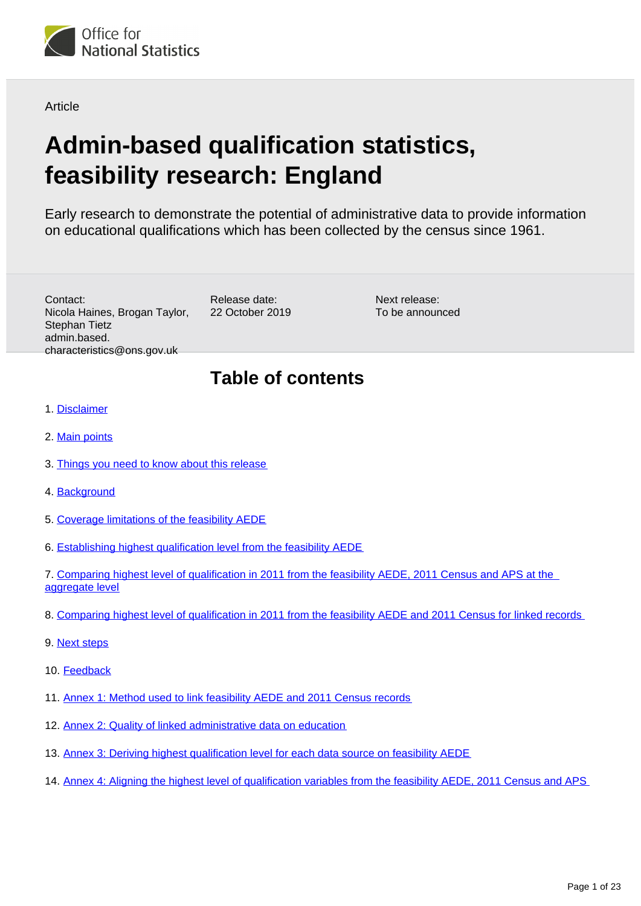Office for National Statistics

Article

# Admin-based qualification statistics, feasibility research: England

Early research to demonstrate the potential of administrative data to provide information on educational qualifications which has been collected by the census since 1961.

Contact:
Nicola Haines, Brogan Taylor, Stephan Tietz
admin.based.characteristics@ons.gov.uk

Release date:
22 October 2019

Next release:
To be announced

## Table of contents

1. Disclaimer
2. Main points
3. Things you need to know about this release
4. Background
5. Coverage limitations of the feasibility AEDE
6. Establishing highest qualification level from the feasibility AEDE
7. Comparing highest level of qualification in 2011 from the feasibility AEDE, 2011 Census and APS at the aggregate level
8. Comparing highest level of qualification in 2011 from the feasibility AEDE and 2011 Census for linked records
9. Next steps
10. Feedback
11. Annex 1: Method used to link feasibility AEDE and 2011 Census records
12. Annex 2: Quality of linked administrative data on education
13. Annex 3: Deriving highest qualification level for each data source on feasibility AEDE
14. Annex 4: Aligning the highest level of qualification variables from the feasibility AEDE, 2011 Census and APS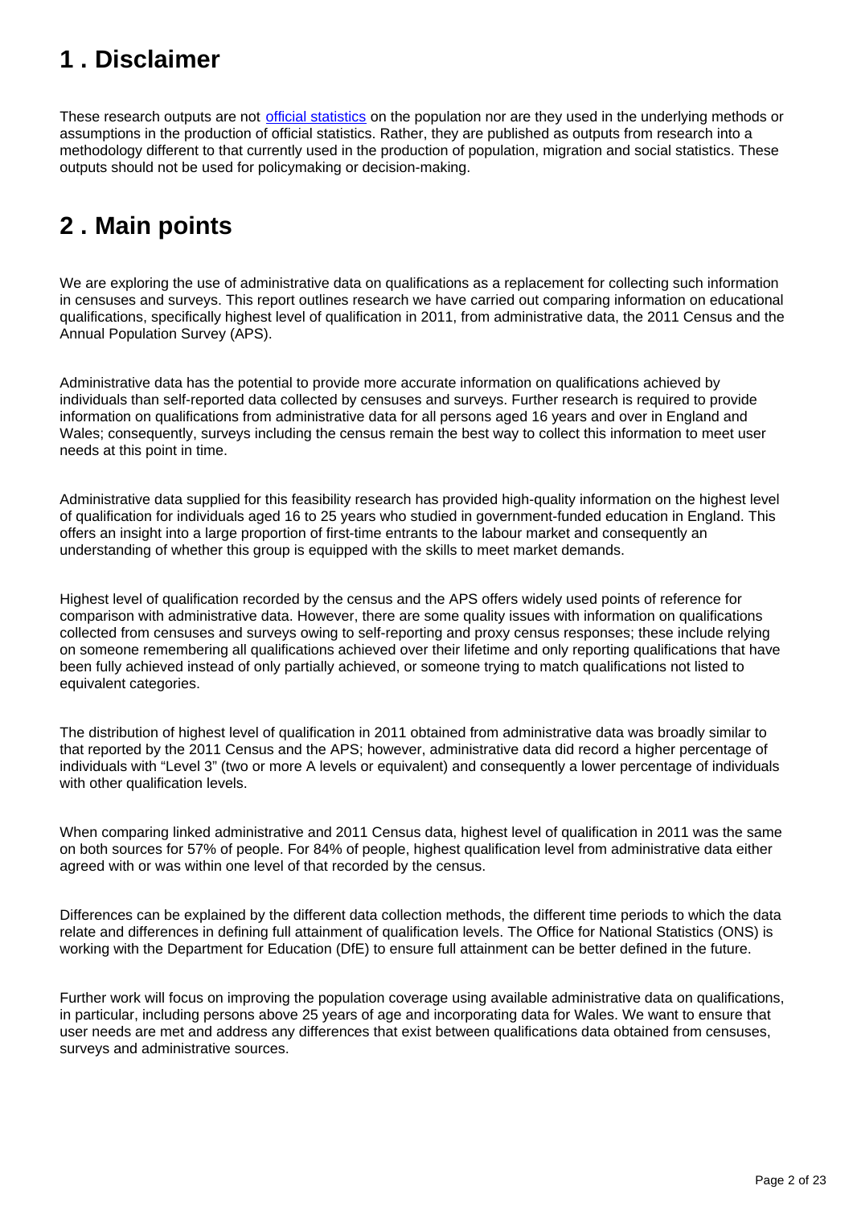# 1 . Disclaimer

These research outputs are not official statistics on the population nor are they used in the underlying methods or assumptions in the production of official statistics. Rather, they are published as outputs from research into a methodology different to that currently used in the production of population, migration and social statistics. These outputs should not be used for policymaking or decision-making.

# 2 . Main points

We are exploring the use of administrative data on qualifications as a replacement for collecting such information in censuses and surveys. This report outlines research we have carried out comparing information on educational qualifications, specifically highest level of qualification in 2011, from administrative data, the 2011 Census and the Annual Population Survey (APS).

Administrative data has the potential to provide more accurate information on qualifications achieved by individuals than self-reported data collected by censuses and surveys. Further research is required to provide information on qualifications from administrative data for all persons aged 16 years and over in England and Wales; consequently, surveys including the census remain the best way to collect this information to meet user needs at this point in time.

Administrative data supplied for this feasibility research has provided high-quality information on the highest level of qualification for individuals aged 16 to 25 years who studied in government-funded education in England. This offers an insight into a large proportion of first-time entrants to the labour market and consequently an understanding of whether this group is equipped with the skills to meet market demands.

Highest level of qualification recorded by the census and the APS offers widely used points of reference for comparison with administrative data. However, there are some quality issues with information on qualifications collected from censuses and surveys owing to self-reporting and proxy census responses; these include relying on someone remembering all qualifications achieved over their lifetime and only reporting qualifications that have been fully achieved instead of only partially achieved, or someone trying to match qualifications not listed to equivalent categories.

The distribution of highest level of qualification in 2011 obtained from administrative data was broadly similar to that reported by the 2011 Census and the APS; however, administrative data did record a higher percentage of individuals with "Level 3" (two or more A levels or equivalent) and consequently a lower percentage of individuals with other qualification levels.

When comparing linked administrative and 2011 Census data, highest level of qualification in 2011 was the same on both sources for 57% of people. For 84% of people, highest qualification level from administrative data either agreed with or was within one level of that recorded by the census.

Differences can be explained by the different data collection methods, the different time periods to which the data relate and differences in defining full attainment of qualification levels. The Office for National Statistics (ONS) is working with the Department for Education (DfE) to ensure full attainment can be better defined in the future.

Further work will focus on improving the population coverage using available administrative data on qualifications, in particular, including persons above 25 years of age and incorporating data for Wales. We want to ensure that user needs are met and address any differences that exist between qualifications data obtained from censuses, surveys and administrative sources.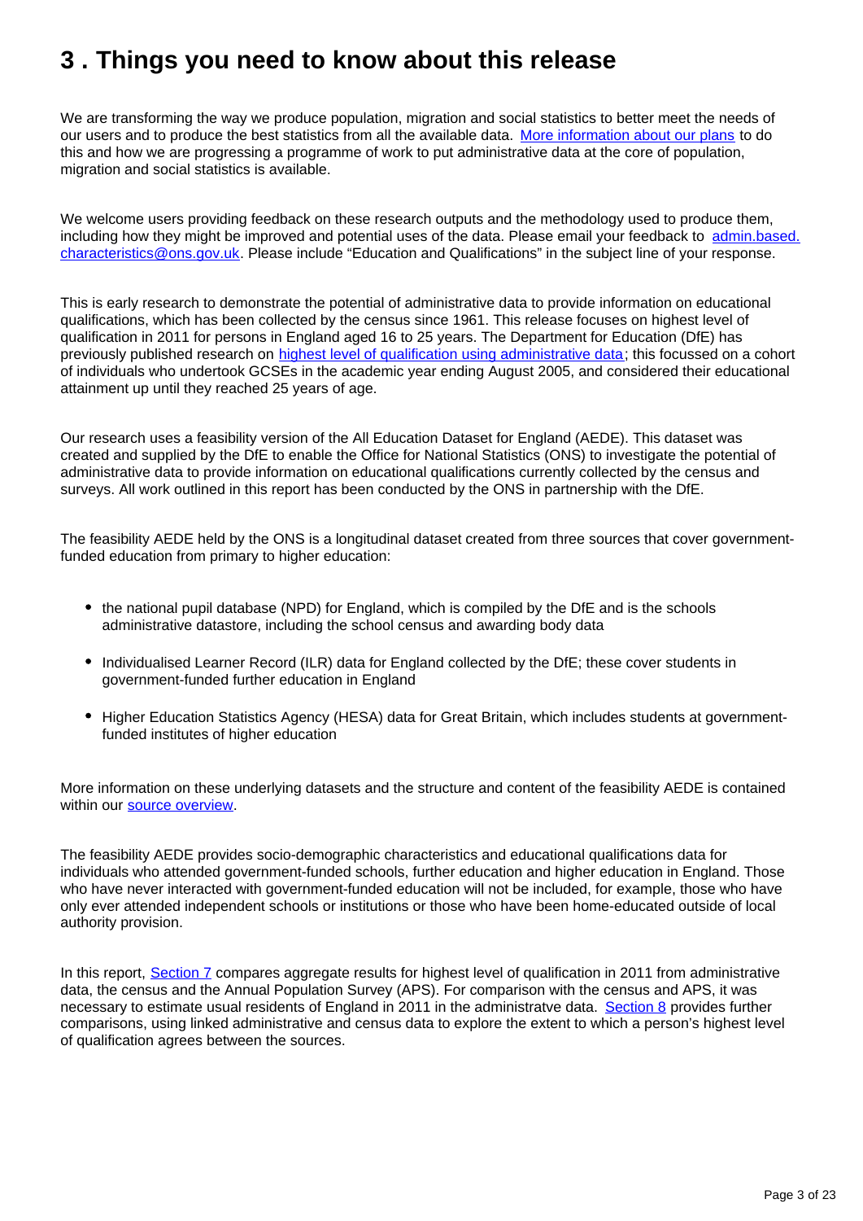## 3 . Things you need to know about this release

We are transforming the way we produce population, migration and social statistics to better meet the needs of our users and to produce the best statistics from all the available data. More information about our plans to do this and how we are progressing a programme of work to put administrative data at the core of population, migration and social statistics is available.

We welcome users providing feedback on these research outputs and the methodology used to produce them, including how they might be improved and potential uses of the data. Please email your feedback to admin.based.characteristics@ons.gov.uk. Please include "Education and Qualifications" in the subject line of your response.

This is early research to demonstrate the potential of administrative data to provide information on educational qualifications, which has been collected by the census since 1961. This release focuses on highest level of qualification in 2011 for persons in England aged 16 to 25 years. The Department for Education (DfE) has previously published research on highest level of qualification using administrative data; this focussed on a cohort of individuals who undertook GCSEs in the academic year ending August 2005, and considered their educational attainment up until they reached 25 years of age.

Our research uses a feasibility version of the All Education Dataset for England (AEDE). This dataset was created and supplied by the DfE to enable the Office for National Statistics (ONS) to investigate the potential of administrative data to provide information on educational qualifications currently collected by the census and surveys. All work outlined in this report has been conducted by the ONS in partnership with the DfE.

The feasibility AEDE held by the ONS is a longitudinal dataset created from three sources that cover government-funded education from primary to higher education:

- the national pupil database (NPD) for England, which is compiled by the DfE and is the schools administrative datastore, including the school census and awarding body data
- Individualised Learner Record (ILR) data for England collected by the DfE; these cover students in government-funded further education in England
- Higher Education Statistics Agency (HESA) data for Great Britain, which includes students at government-funded institutes of higher education

More information on these underlying datasets and the structure and content of the feasibility AEDE is contained within our source overview.

The feasibility AEDE provides socio-demographic characteristics and educational qualifications data for individuals who attended government-funded schools, further education and higher education in England. Those who have never interacted with government-funded education will not be included, for example, those who have only ever attended independent schools or institutions or those who have been home-educated outside of local authority provision.

In this report, Section 7 compares aggregate results for highest level of qualification in 2011 from administrative data, the census and the Annual Population Survey (APS). For comparison with the census and APS, it was necessary to estimate usual residents of England in 2011 in the administratve data. Section 8 provides further comparisons, using linked administrative and census data to explore the extent to which a person's highest level of qualification agrees between the sources.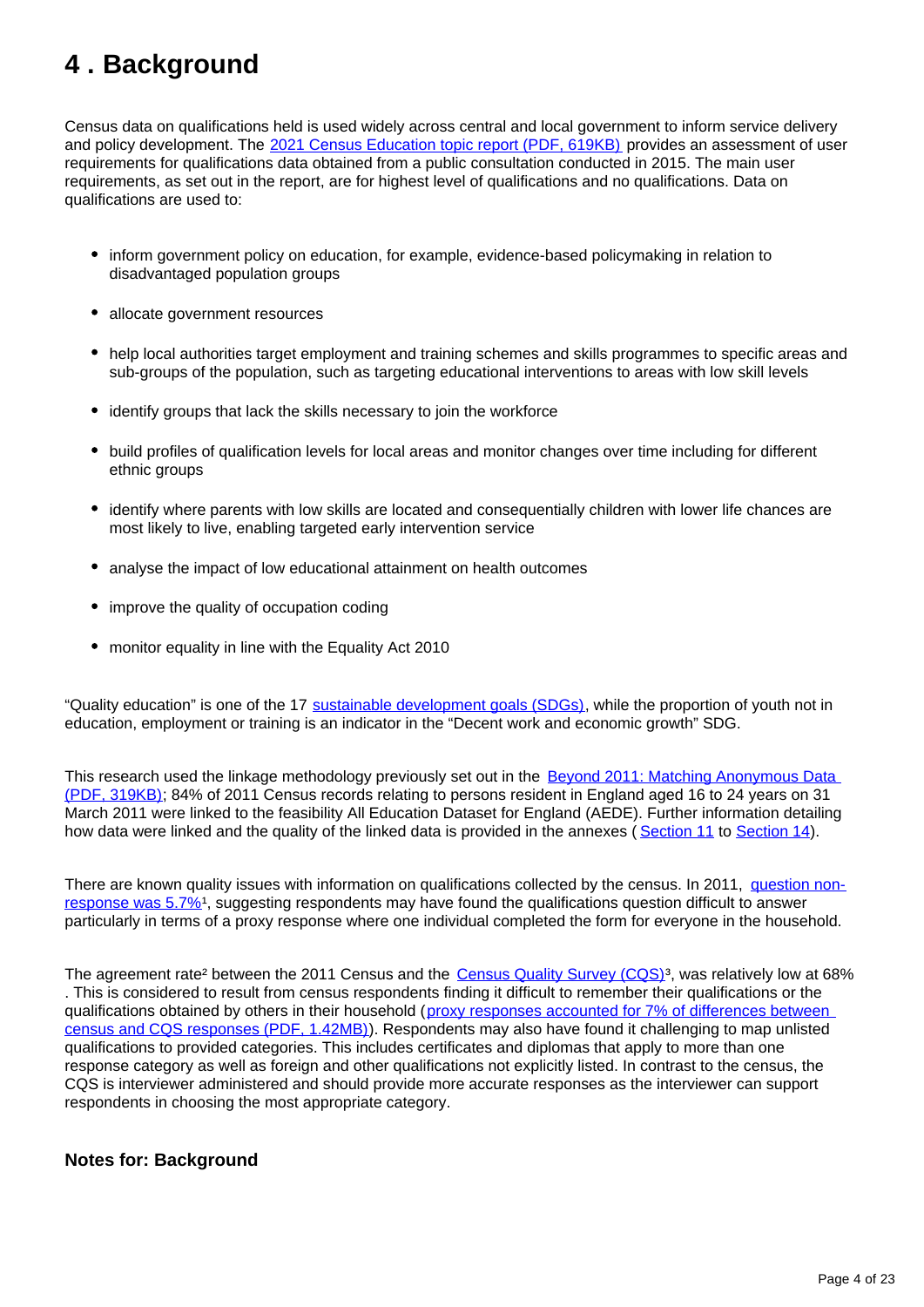# 4 . Background

Census data on qualifications held is used widely across central and local government to inform service delivery and policy development. The 2021 Census Education topic report (PDF, 619KB) provides an assessment of user requirements for qualifications data obtained from a public consultation conducted in 2015. The main user requirements, as set out in the report, are for highest level of qualifications and no qualifications. Data on qualifications are used to:

- inform government policy on education, for example, evidence-based policymaking in relation to disadvantaged population groups
- allocate government resources
- help local authorities target employment and training schemes and skills programmes to specific areas and sub-groups of the population, such as targeting educational interventions to areas with low skill levels
- identify groups that lack the skills necessary to join the workforce
- build profiles of qualification levels for local areas and monitor changes over time including for different ethnic groups
- identify where parents with low skills are located and consequentially children with lower life chances are most likely to live, enabling targeted early intervention service
- analyse the impact of low educational attainment on health outcomes
- improve the quality of occupation coding
- monitor equality in line with the Equality Act 2010

"Quality education" is one of the 17 sustainable development goals (SDGs), while the proportion of youth not in education, employment or training is an indicator in the "Decent work and economic growth" SDG.

This research used the linkage methodology previously set out in the Beyond 2011: Matching Anonymous Data (PDF, 319KB); 84% of 2011 Census records relating to persons resident in England aged 16 to 24 years on 31 March 2011 were linked to the feasibility All Education Dataset for England (AEDE). Further information detailing how data were linked and the quality of the linked data is provided in the annexes (Section 11 to Section 14).

There are known quality issues with information on qualifications collected by the census. In 2011, question non-response was 5.7%[1], suggesting respondents may have found the qualifications question difficult to answer particularly in terms of a proxy response where one individual completed the form for everyone in the household.

The agreement rate[2] between the 2011 Census and the Census Quality Survey (CQS)[3], was relatively low at 68% . This is considered to result from census respondents finding it difficult to remember their qualifications or the qualifications obtained by others in their household (proxy responses accounted for 7% of differences between census and CQS responses (PDF, 1.42MB)). Respondents may also have found it challenging to map unlisted qualifications to provided categories. This includes certificates and diplomas that apply to more than one response category as well as foreign and other qualifications not explicitly listed. In contrast to the census, the CQS is interviewer administered and should provide more accurate responses as the interviewer can support respondents in choosing the most appropriate category.

### Notes for: Background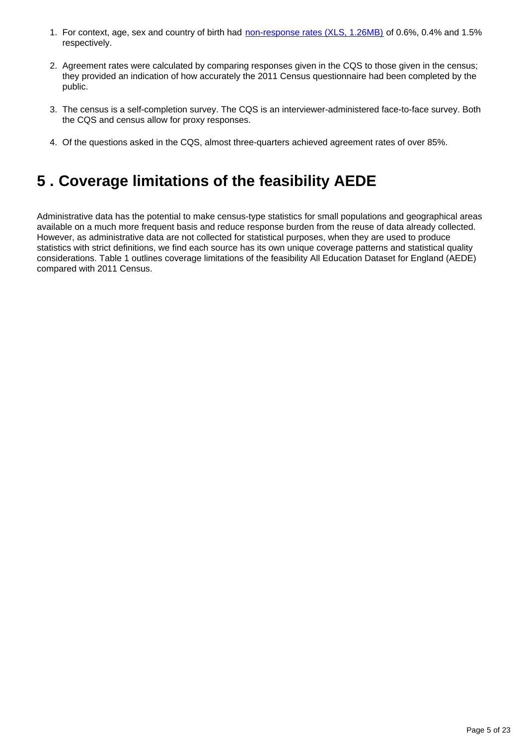1. For context, age, sex and country of birth had non-response rates (XLS, 1.26MB) of 0.6%, 0.4% and 1.5% respectively.

2. Agreement rates were calculated by comparing responses given in the CQS to those given in the census; they provided an indication of how accurately the 2011 Census questionnaire had been completed by the public.

3. The census is a self-completion survey. The CQS is an interviewer-administered face-to-face survey. Both the CQS and census allow for proxy responses.

4. Of the questions asked in the CQS, almost three-quarters achieved agreement rates of over 85%.

# 5 . Coverage limitations of the feasibility AEDE

Administrative data has the potential to make census-type statistics for small populations and geographical areas available on a much more frequent basis and reduce response burden from the reuse of data already collected. However, as administrative data are not collected for statistical purposes, when they are used to produce statistics with strict definitions, we find each source has its own unique coverage patterns and statistical quality considerations. Table 1 outlines coverage limitations of the feasibility All Education Dataset for England (AEDE) compared with 2011 Census.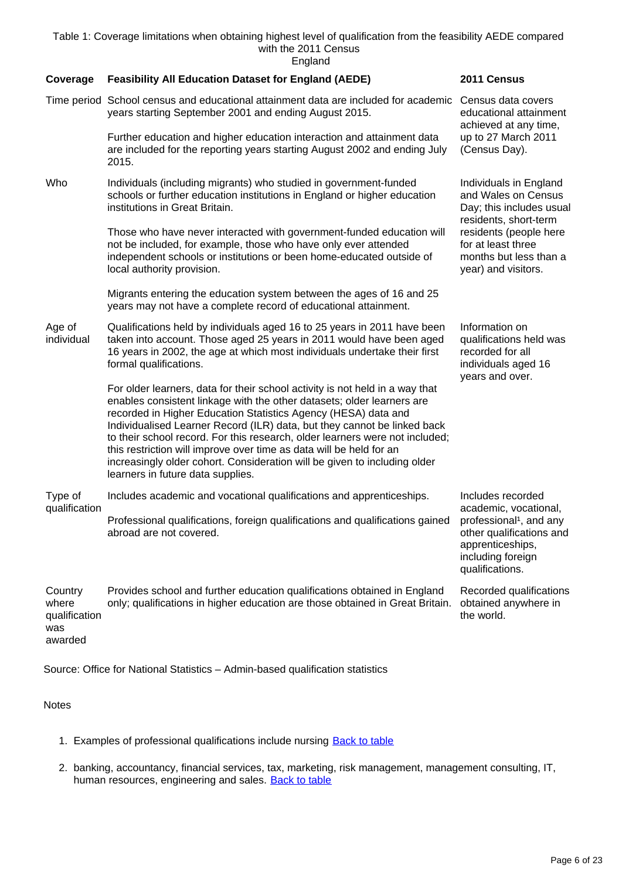Table 1: Coverage limitations when obtaining highest level of qualification from the feasibility AEDE compared with the 2011 Census
England

| Coverage | Feasibility All Education Dataset for England (AEDE) | 2011 Census |
|---|---|---|
| Time period | School census and educational attainment data are included for academic years starting September 2001 and ending August 2015.<br><br>Further education and higher education interaction and attainment data are included for the reporting years starting August 2002 and ending July 2015. | Census data covers educational attainment achieved at any time, up to 27 March 2011 (Census Day). |
| Who | Individuals (including migrants) who studied in government-funded schools or further education institutions in England or higher education institutions in Great Britain.<br><br>Those who have never interacted with government-funded education will not be included, for example, those who have only ever attended independent schools or institutions or been home-educated outside of local authority provision.<br><br>Migrants entering the education system between the ages of 16 and 25 years may not have a complete record of educational attainment. | Individuals in England and Wales on Census Day; this includes usual residents, short-term residents (people here for at least three months but less than a year) and visitors. |
| Age of individual | Qualifications held by individuals aged 16 to 25 years in 2011 have been taken into account. Those aged 25 years in 2011 would have been aged 16 years in 2002, the age at which most individuals undertake their first formal qualifications.<br><br>For older learners, data for their school activity is not held in a way that enables consistent linkage with the other datasets; older learners are recorded in Higher Education Statistics Agency (HESA) data and Individualised Learner Record (ILR) data, but they cannot be linked back to their school record. For this research, older learners were not included; this restriction will improve over time as data will be held for an increasingly older cohort. Consideration will be given to including older learners in future data supplies. | Information on qualifications held was recorded for all individuals aged 16 years and over. |
| Type of qualification | Includes academic and vocational qualifications and apprenticeships.<br><br>Professional qualifications, foreign qualifications and qualifications gained abroad are not covered. | Includes recorded academic, vocational, professional[1], and any other qualifications and apprenticeships, including foreign qualifications. |
| Country where qualification was awarded | Provides school and further education qualifications obtained in England only; qualifications in higher education are those obtained in Great Britain. | Recorded qualifications obtained anywhere in the world. |

Source: Office for National Statistics – Admin-based qualification statistics

Notes

1. Examples of professional qualifications include nursing [Back to table]
2. banking, accountancy, financial services, tax, marketing, risk management, management consulting, IT, human resources, engineering and sales. [Back to table]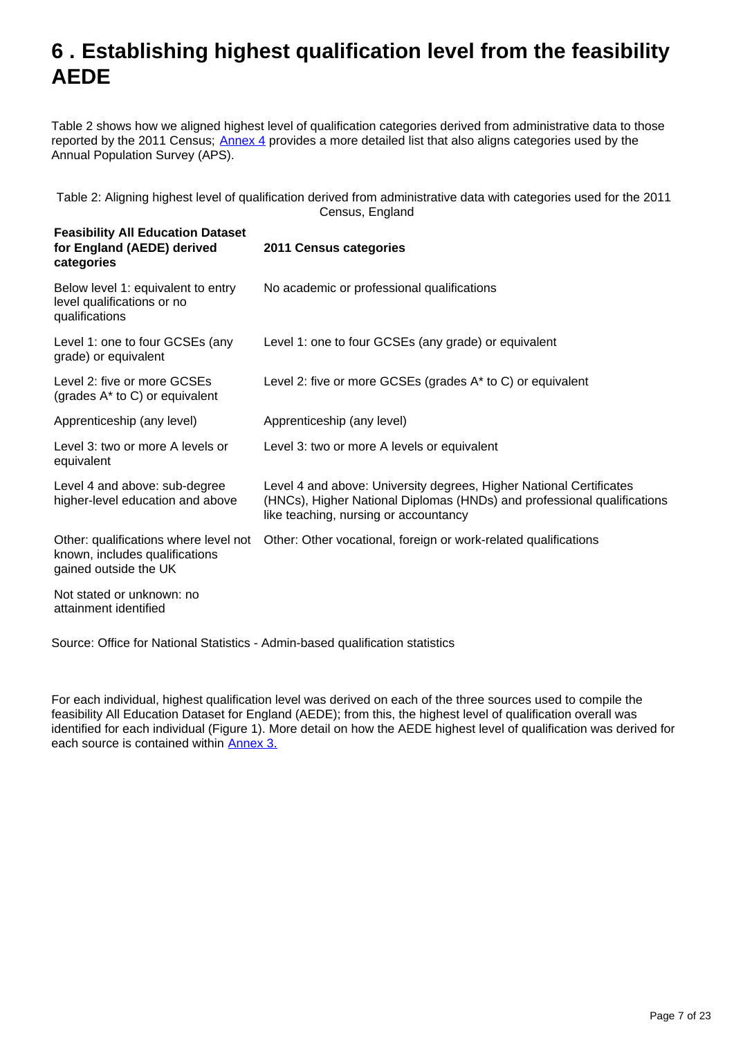# 6 . Establishing highest qualification level from the feasibility AEDE

Table 2 shows how we aligned highest level of qualification categories derived from administrative data to those reported by the 2011 Census; Annex 4 provides a more detailed list that also aligns categories used by the Annual Population Survey (APS).

Table 2: Aligning highest level of qualification derived from administrative data with categories used for the 2011 Census, England

| Feasibility All Education Dataset for England (AEDE) derived categories | 2011 Census categories |
|---|---|
| Below level 1: equivalent to entry level qualifications or no qualifications | No academic or professional qualifications |
| Level 1: one to four GCSEs (any grade) or equivalent | Level 1: one to four GCSEs (any grade) or equivalent |
| Level 2: five or more GCSEs (grades A* to C) or equivalent | Level 2: five or more GCSEs (grades A* to C) or equivalent |
| Apprenticeship (any level) | Apprenticeship (any level) |
| Level 3: two or more A levels or equivalent | Level 3: two or more A levels or equivalent |
| Level 4 and above: sub-degree higher-level education and above | Level 4 and above: University degrees, Higher National Certificates (HNCs), Higher National Diplomas (HNDs) and professional qualifications like teaching, nursing or accountancy |
| Other: qualifications where level not known, includes qualifications gained outside the UK | Other: Other vocational, foreign or work-related qualifications |
| Not stated or unknown: no attainment identified | |

Source: Office for National Statistics - Admin-based qualification statistics

For each individual, highest qualification level was derived on each of the three sources used to compile the feasibility All Education Dataset for England (AEDE); from this, the highest level of qualification overall was identified for each individual (Figure 1). More detail on how the AEDE highest level of qualification was derived for each source is contained within Annex 3.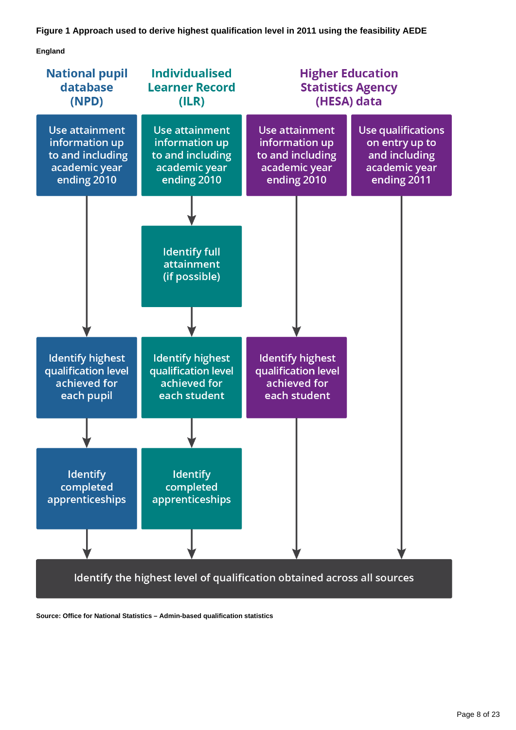**Figure 1 Approach used to derive highest qualification level in 2011 using the feasibility AEDE**

**England**

**National pupil database (NPD)**

- Use attainment information up to and including academic year ending 2010
- Identify highest qualification level achieved for each pupil
- Identify completed apprenticeships

**Individualised Learner Record (ILR)**

- Use attainment information up to and including academic year ending 2010
- Identify full attainment (if possible)
- Identify highest qualification level achieved for each student
- Identify completed apprenticeships

**Higher Education Statistics Agency (HESA) data**

- Use attainment information up to and including academic year ending 2010
- Identify highest qualification level achieved for each student

- Use qualifications on entry up to and including academic year ending 2011

**Identify the highest level of qualification obtained across all sources**

**Source: Office for National Statistics – Admin-based qualification statistics**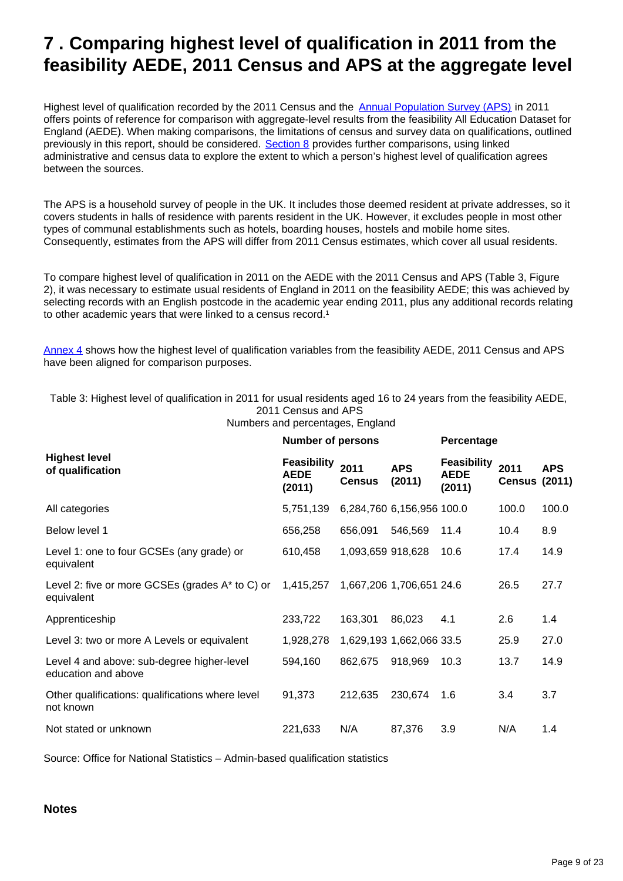# 7 . Comparing highest level of qualification in 2011 from the feasibility AEDE, 2011 Census and APS at the aggregate level

Highest level of qualification recorded by the 2011 Census and the Annual Population Survey (APS) in 2011 offers points of reference for comparison with aggregate-level results from the feasibility All Education Dataset for England (AEDE). When making comparisons, the limitations of census and survey data on qualifications, outlined previously in this report, should be considered. Section 8 provides further comparisons, using linked administrative and census data to explore the extent to which a person's highest level of qualification agrees between the sources.

The APS is a household survey of people in the UK. It includes those deemed resident at private addresses, so it covers students in halls of residence with parents resident in the UK. However, it excludes people in most other types of communal establishments such as hotels, boarding houses, hostels and mobile home sites. Consequently, estimates from the APS will differ from 2011 Census estimates, which cover all usual residents.

To compare highest level of qualification in 2011 on the AEDE with the 2011 Census and APS (Table 3, Figure 2), it was necessary to estimate usual residents of England in 2011 on the feasibility AEDE; this was achieved by selecting records with an English postcode in the academic year ending 2011, plus any additional records relating to other academic years that were linked to a census record.[1]

Annex 4 shows how the highest level of qualification variables from the feasibility AEDE, 2011 Census and APS have been aligned for comparison purposes.

Table 3: Highest level of qualification in 2011 for usual residents aged 16 to 24 years from the feasibility AEDE, 2011 Census and APS
Numbers and percentages, England

| | Number of persons | | | Percentage | | |
|---|---|---|---|---|---|---|
| **Highest level of qualification** | **Feasibility AEDE (2011)** | **2011 Census** | **APS (2011)** | **Feasibility AEDE (2011)** | **2011 Census** | **APS (2011)** |
| All categories | 5,751,139 | 6,284,760 | 6,156,956 | 100.0 | 100.0 | 100.0 |
| Below level 1 | 656,258 | 656,091 | 546,569 | 11.4 | 10.4 | 8.9 |
| Level 1: one to four GCSEs (any grade) or equivalent | 610,458 | 1,093,659 | 918,628 | 10.6 | 17.4 | 14.9 |
| Level 2: five or more GCSEs (grades A* to C) or equivalent | 1,415,257 | 1,667,206 | 1,706,651 | 24.6 | 26.5 | 27.7 |
| Apprenticeship | 233,722 | 163,301 | 86,023 | 4.1 | 2.6 | 1.4 |
| Level 3: two or more A Levels or equivalent | 1,928,278 | 1,629,193 | 1,662,066 | 33.5 | 25.9 | 27.0 |
| Level 4 and above: sub-degree higher-level education and above | 594,160 | 862,675 | 918,969 | 10.3 | 13.7 | 14.9 |
| Other qualifications: qualifications where level not known | 91,373 | 212,635 | 230,674 | 1.6 | 3.4 | 3.7 |
| Not stated or unknown | 221,633 | N/A | 87,376 | 3.9 | N/A | 1.4 |

Source: Office for National Statistics – Admin-based qualification statistics

**Notes**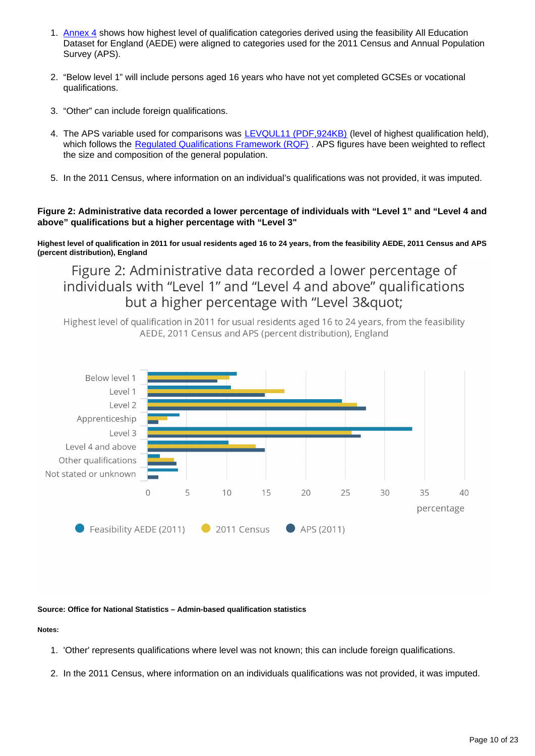1. [Annex 4](#) shows how highest level of qualification categories derived using the feasibility All Education Dataset for England (AEDE) were aligned to categories used for the 2011 Census and Annual Population Survey (APS).

2. “Below level 1” will include persons aged 16 years who have not yet completed GCSEs or vocational qualifications.

3. “Other” can include foreign qualifications.

4. The APS variable used for comparisons was [LEVQUL11 (PDF,924KB)](#) (level of highest qualification held), which follows the [Regulated Qualifications Framework (RQF)](#) . APS figures have been weighted to reflect the size and composition of the general population.

5. In the 2011 Census, where information on an individual’s qualifications was not provided, it was imputed.

**Figure 2: Administrative data recorded a lower percentage of individuals with “Level 1” and “Level 4 and above” qualifications but a higher percentage with “Level 3"**

**Highest level of qualification in 2011 for usual residents aged 16 to 24 years, from the feasibility AEDE, 2011 Census and APS (percent distribution), England**

Figure 2: Administrative data recorded a lower percentage of individuals with “Level 1” and “Level 4 and above” qualifications but a higher percentage with “Level 3&quot;

Highest level of qualification in 2011 for usual residents aged 16 to 24 years, from the feasibility AEDE, 2011 Census and APS (percent distribution), England

Below level 1
Level 1
Level 2
Apprenticeship
Level 3
Level 4 and above
Other qualifications
Not stated or unknown

0 5 10 15 20 25 30 35 40
percentage

Feasibility AEDE (2011) 2011 Census APS (2011)

**Source: Office for National Statistics – Admin-based qualification statistics**

**Notes:**

1. 'Other' represents qualifications where level was not known; this can include foreign qualifications.

2. In the 2011 Census, where information on an individuals qualifications was not provided, it was imputed.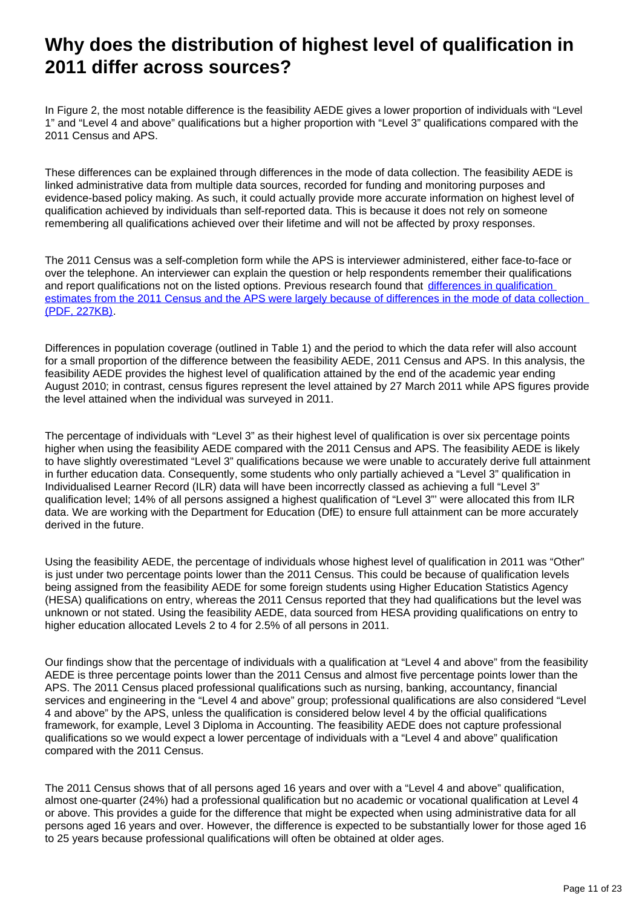## Why does the distribution of highest level of qualification in 2011 differ across sources?

In Figure 2, the most notable difference is the feasibility AEDE gives a lower proportion of individuals with "Level 1" and "Level 4 and above" qualifications but a higher proportion with "Level 3" qualifications compared with the 2011 Census and APS.

These differences can be explained through differences in the mode of data collection. The feasibility AEDE is linked administrative data from multiple data sources, recorded for funding and monitoring purposes and evidence-based policy making. As such, it could actually provide more accurate information on highest level of qualification achieved by individuals than self-reported data. This is because it does not rely on someone remembering all qualifications achieved over their lifetime and will not be affected by proxy responses.

The 2011 Census was a self-completion form while the APS is interviewer administered, either face-to-face or over the telephone. An interviewer can explain the question or help respondents remember their qualifications and report qualifications not on the listed options. Previous research found that [differences in qualification estimates from the 2011 Census and the APS were largely because of differences in the mode of data collection (PDF, 227KB)](#).

Differences in population coverage (outlined in Table 1) and the period to which the data refer will also account for a small proportion of the difference between the feasibility AEDE, 2011 Census and APS. In this analysis, the feasibility AEDE provides the highest level of qualification attained by the end of the academic year ending August 2010; in contrast, census figures represent the level attained by 27 March 2011 while APS figures provide the level attained when the individual was surveyed in 2011.

The percentage of individuals with "Level 3" as their highest level of qualification is over six percentage points higher when using the feasibility AEDE compared with the 2011 Census and APS. The feasibility AEDE is likely to have slightly overestimated "Level 3" qualifications because we were unable to accurately derive full attainment in further education data. Consequently, some students who only partially achieved a "Level 3" qualification in Individualised Learner Record (ILR) data will have been incorrectly classed as achieving a full "Level 3" qualification level; 14% of all persons assigned a highest qualification of "Level 3"' were allocated this from ILR data. We are working with the Department for Education (DfE) to ensure full attainment can be more accurately derived in the future.

Using the feasibility AEDE, the percentage of individuals whose highest level of qualification in 2011 was "Other" is just under two percentage points lower than the 2011 Census. This could be because of qualification levels being assigned from the feasibility AEDE for some foreign students using Higher Education Statistics Agency (HESA) qualifications on entry, whereas the 2011 Census reported that they had qualifications but the level was unknown or not stated. Using the feasibility AEDE, data sourced from HESA providing qualifications on entry to higher education allocated Levels 2 to 4 for 2.5% of all persons in 2011.

Our findings show that the percentage of individuals with a qualification at "Level 4 and above" from the feasibility AEDE is three percentage points lower than the 2011 Census and almost five percentage points lower than the APS. The 2011 Census placed professional qualifications such as nursing, banking, accountancy, financial services and engineering in the "Level 4 and above" group; professional qualifications are also considered "Level 4 and above" by the APS, unless the qualification is considered below level 4 by the official qualifications framework, for example, Level 3 Diploma in Accounting. The feasibility AEDE does not capture professional qualifications so we would expect a lower percentage of individuals with a "Level 4 and above" qualification compared with the 2011 Census.

The 2011 Census shows that of all persons aged 16 years and over with a "Level 4 and above" qualification, almost one-quarter (24%) had a professional qualification but no academic or vocational qualification at Level 4 or above. This provides a guide for the difference that might be expected when using administrative data for all persons aged 16 years and over. However, the difference is expected to be substantially lower for those aged 16 to 25 years because professional qualifications will often be obtained at older ages.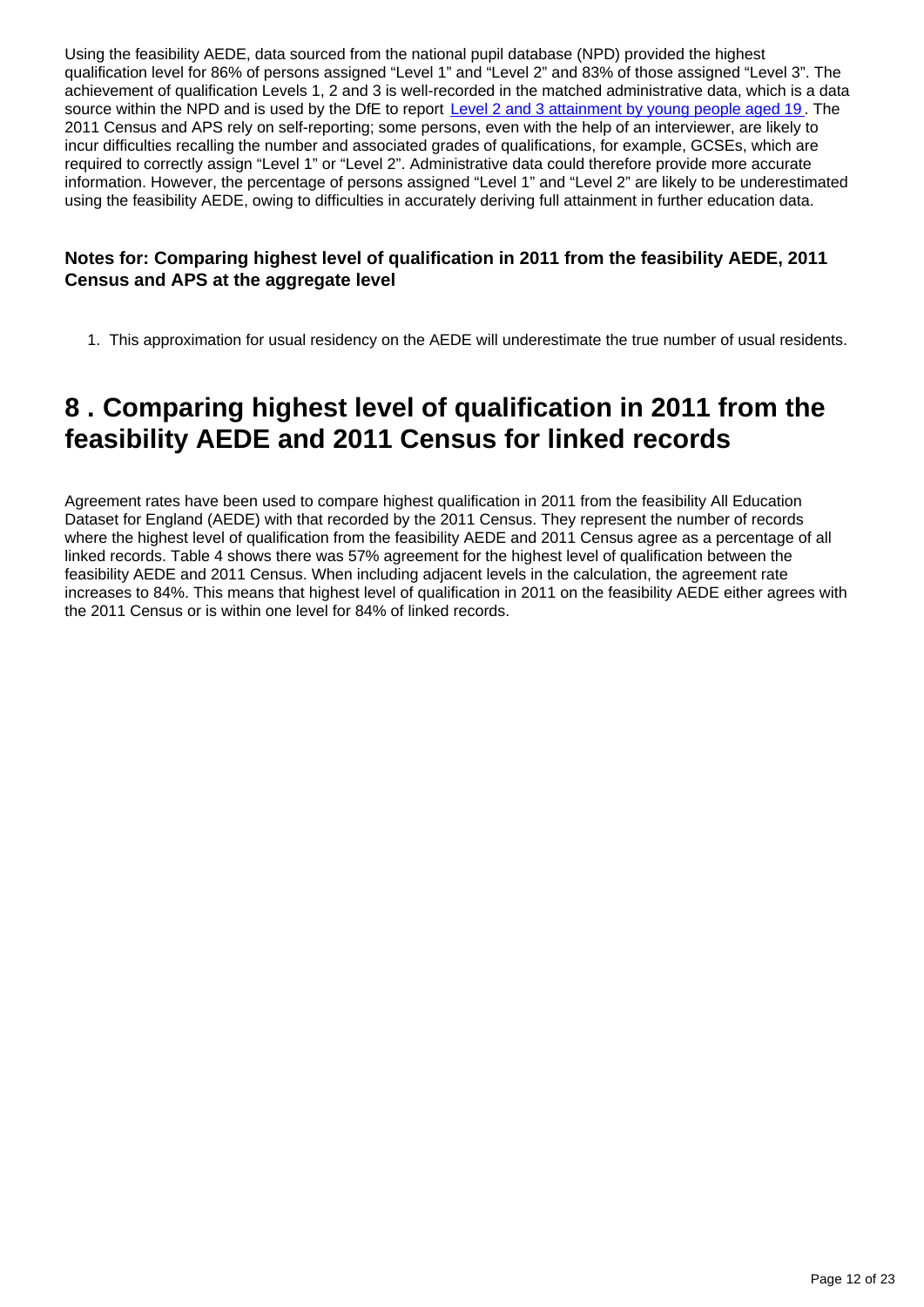Using the feasibility AEDE, data sourced from the national pupil database (NPD) provided the highest qualification level for 86% of persons assigned "Level 1" and "Level 2" and 83% of those assigned "Level 3". The achievement of qualification Levels 1, 2 and 3 is well-recorded in the matched administrative data, which is a data source within the NPD and is used by the DfE to report [Level 2 and 3 attainment by young people aged 19](). The 2011 Census and APS rely on self-reporting; some persons, even with the help of an interviewer, are likely to incur difficulties recalling the number and associated grades of qualifications, for example, GCSEs, which are required to correctly assign "Level 1" or "Level 2". Administrative data could therefore provide more accurate information. However, the percentage of persons assigned "Level 1" and "Level 2" are likely to be underestimated using the feasibility AEDE, owing to difficulties in accurately deriving full attainment in further education data.

### Notes for: Comparing highest level of qualification in 2011 from the feasibility AEDE, 2011 Census and APS at the aggregate level

1. This approximation for usual residency on the AEDE will underestimate the true number of usual residents.

# 8 . Comparing highest level of qualification in 2011 from the feasibility AEDE and 2011 Census for linked records

Agreement rates have been used to compare highest qualification in 2011 from the feasibility All Education Dataset for England (AEDE) with that recorded by the 2011 Census. They represent the number of records where the highest level of qualification from the feasibility AEDE and 2011 Census agree as a percentage of all linked records. Table 4 shows there was 57% agreement for the highest level of qualification between the feasibility AEDE and 2011 Census. When including adjacent levels in the calculation, the agreement rate increases to 84%. This means that highest level of qualification in 2011 on the feasibility AEDE either agrees with the 2011 Census or is within one level for 84% of linked records.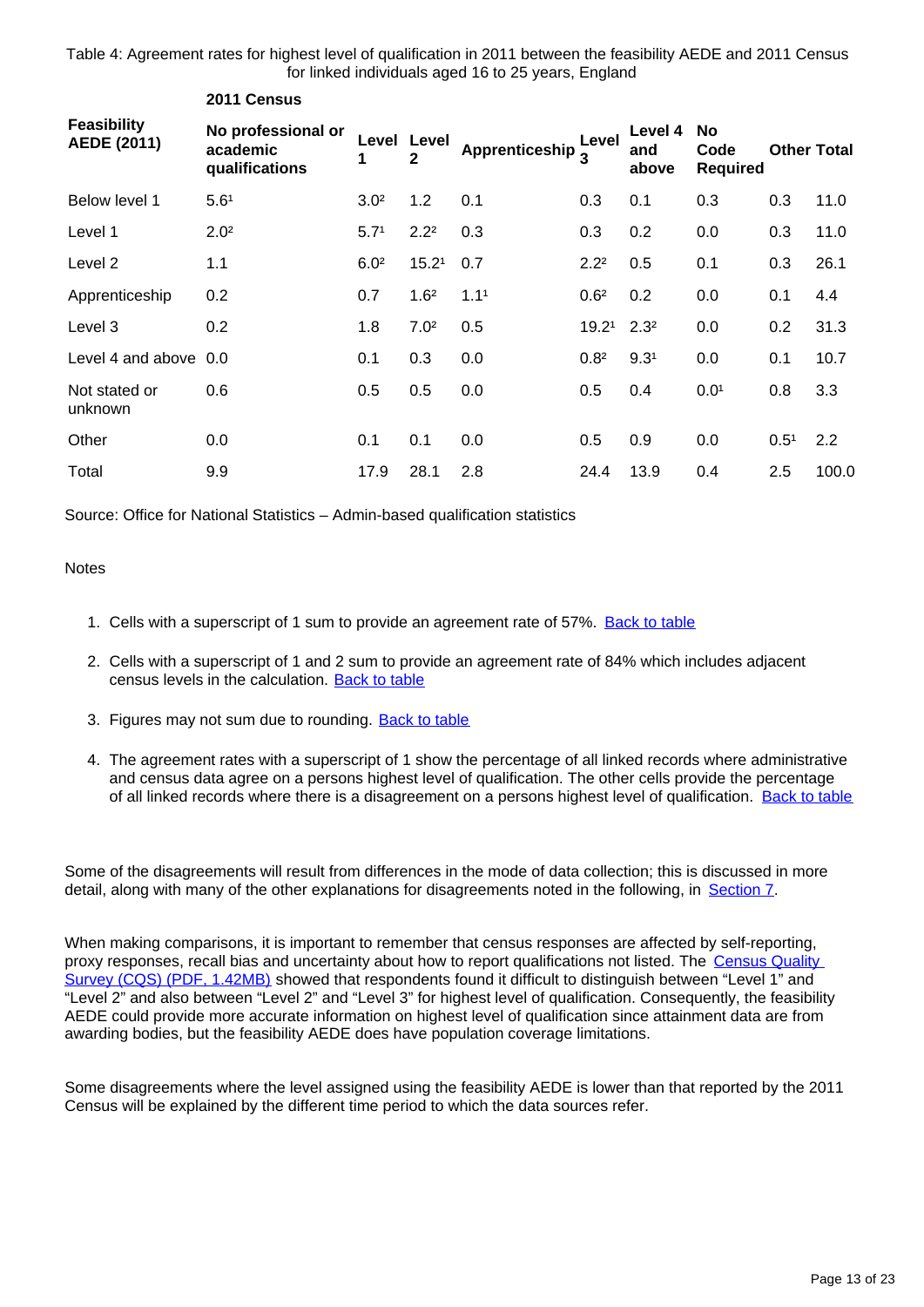Table 4: Agreement rates for highest level of qualification in 2011 between the feasibility AEDE and 2011 Census for linked individuals aged 16 to 25 years, England

| | **2011 Census** | | | | | | | | |
|---|---|---|---|---|---|---|---|---|---|
| **Feasibility AEDE (2011)** | **No professional or academic qualifications** | **Level 1** | **Level 2** | **Apprenticeship** | **Level 3** | **Level 4 and above** | **No Code Required** | **Other** | **Total** |
| Below level 1 | 5.6[1] | 3.0[2] | 1.2 | 0.1 | 0.3 | 0.1 | 0.3 | 0.3 | 11.0 |
| Level 1 | 2.0[2] | 5.7[1] | 2.2[2] | 0.3 | 0.3 | 0.2 | 0.0 | 0.3 | 11.0 |
| Level 2 | 1.1 | 6.0[2] | 15.2[1] | 0.7 | 2.2[2] | 0.5 | 0.1 | 0.3 | 26.1 |
| Apprenticeship | 0.2 | 0.7 | 1.6[2] | 1.1[1] | 0.6[2] | 0.2 | 0.0 | 0.1 | 4.4 |
| Level 3 | 0.2 | 1.8 | 7.0[2] | 0.5 | 19.2[1] | 2.3[2] | 0.0 | 0.2 | 31.3 |
| Level 4 and above | 0.0 | 0.1 | 0.3 | 0.0 | 0.8[2] | 9.3[1] | 0.0 | 0.1 | 10.7 |
| Not stated or unknown | 0.6 | 0.5 | 0.5 | 0.0 | 0.5 | 0.4 | 0.0[1] | 0.8 | 3.3 |
| Other | 0.0 | 0.1 | 0.1 | 0.0 | 0.5 | 0.9 | 0.0 | 0.5[1] | 2.2 |
| Total | 9.9 | 17.9 | 28.1 | 2.8 | 24.4 | 13.9 | 0.4 | 2.5 | 100.0 |

Source: Office for National Statistics – Admin-based qualification statistics

Notes

1. Cells with a superscript of 1 sum to provide an agreement rate of 57%. Back to table
2. Cells with a superscript of 1 and 2 sum to provide an agreement rate of 84% which includes adjacent census levels in the calculation. Back to table
3. Figures may not sum due to rounding. Back to table
4. The agreement rates with a superscript of 1 show the percentage of all linked records where administrative and census data agree on a persons highest level of qualification. The other cells provide the percentage of all linked records where there is a disagreement on a persons highest level of qualification. Back to table

Some of the disagreements will result from differences in the mode of data collection; this is discussed in more detail, along with many of the other explanations for disagreements noted in the following, in Section 7.

When making comparisons, it is important to remember that census responses are affected by self-reporting, proxy responses, recall bias and uncertainty about how to report qualifications not listed. The Census Quality Survey (CQS) (PDF, 1.42MB) showed that respondents found it difficult to distinguish between "Level 1" and "Level 2" and also between "Level 2" and "Level 3" for highest level of qualification. Consequently, the feasibility AEDE could provide more accurate information on highest level of qualification since attainment data are from awarding bodies, but the feasibility AEDE does have population coverage limitations.

Some disagreements where the level assigned using the feasibility AEDE is lower than that reported by the 2011 Census will be explained by the different time period to which the data sources refer.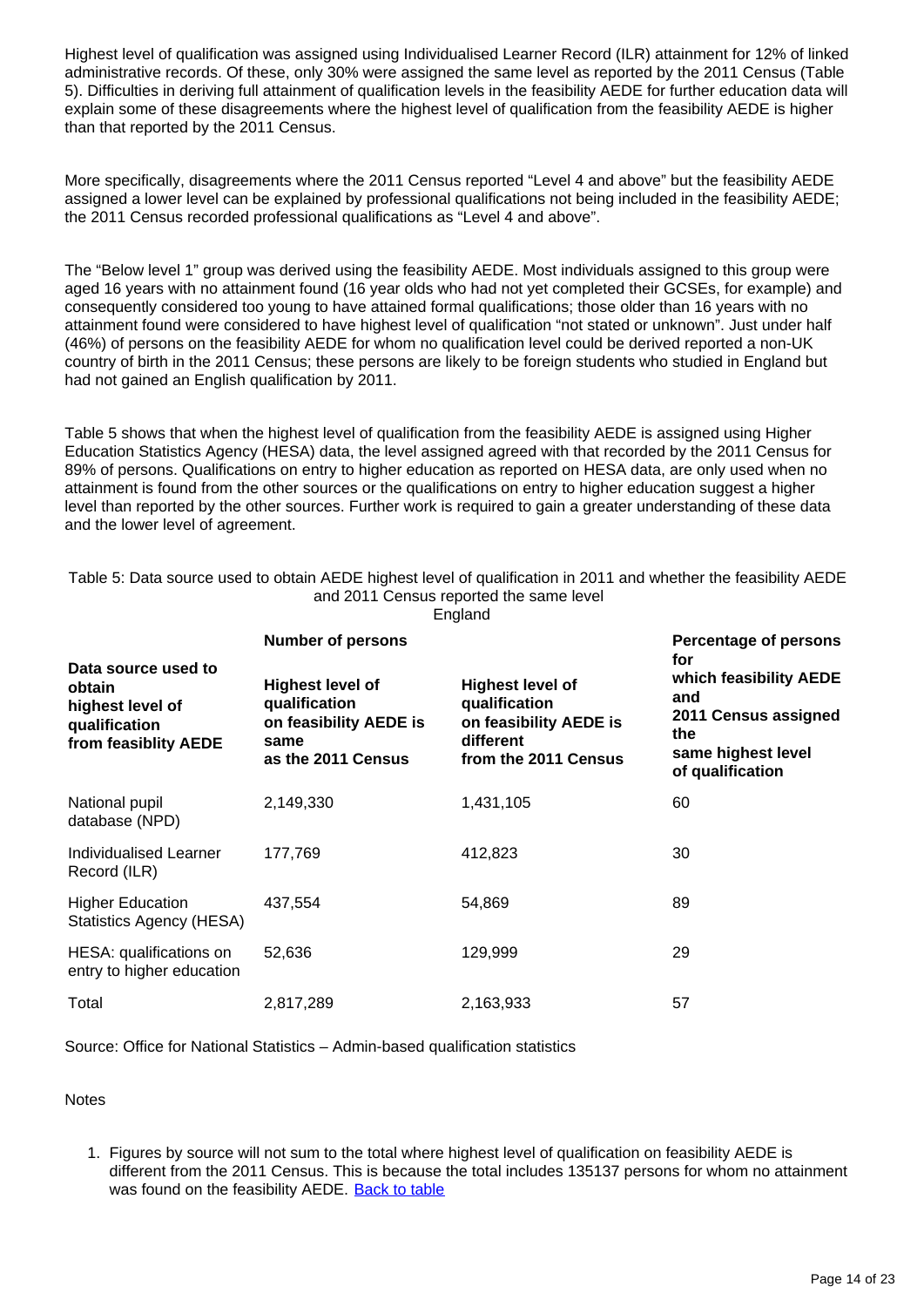Highest level of qualification was assigned using Individualised Learner Record (ILR) attainment for 12% of linked administrative records. Of these, only 30% were assigned the same level as reported by the 2011 Census (Table 5). Difficulties in deriving full attainment of qualification levels in the feasibility AEDE for further education data will explain some of these disagreements where the highest level of qualification from the feasibility AEDE is higher than that reported by the 2011 Census.

More specifically, disagreements where the 2011 Census reported "Level 4 and above" but the feasibility AEDE assigned a lower level can be explained by professional qualifications not being included in the feasibility AEDE; the 2011 Census recorded professional qualifications as "Level 4 and above".

The "Below level 1" group was derived using the feasibility AEDE. Most individuals assigned to this group were aged 16 years with no attainment found (16 year olds who had not yet completed their GCSEs, for example) and consequently considered too young to have attained formal qualifications; those older than 16 years with no attainment found were considered to have highest level of qualification "not stated or unknown". Just under half (46%) of persons on the feasibility AEDE for whom no qualification level could be derived reported a non-UK country of birth in the 2011 Census; these persons are likely to be foreign students who studied in England but had not gained an English qualification by 2011.

Table 5 shows that when the highest level of qualification from the feasibility AEDE is assigned using Higher Education Statistics Agency (HESA) data, the level assigned agreed with that recorded by the 2011 Census for 89% of persons. Qualifications on entry to higher education as reported on HESA data, are only used when no attainment is found from the other sources or the qualifications on entry to higher education suggest a higher level than reported by the other sources. Further work is required to gain a greater understanding of these data and the lower level of agreement.

Table 5: Data source used to obtain AEDE highest level of qualification in 2011 and whether the feasibility AEDE and 2011 Census reported the same level

England

| Data source used to obtain highest level of qualification from feasiblity AEDE | Number of persons | | Percentage of persons for which feasibility AEDE and 2011 Census assigned the same highest level of qualification |
|---|---|---|---|
| | Highest level of qualification on feasibility AEDE is same as the 2011 Census | Highest level of qualification on feasibility AEDE is different from the 2011 Census | |
| National pupil database (NPD) | 2,149,330 | 1,431,105 | 60 |
| Individualised Learner Record (ILR) | 177,769 | 412,823 | 30 |
| Higher Education Statistics Agency (HESA) | 437,554 | 54,869 | 89 |
| HESA: qualifications on entry to higher education | 52,636 | 129,999 | 29 |
| Total | 2,817,289 | 2,163,933 | 57 |

Source: Office for National Statistics – Admin-based qualification statistics

Notes

1. Figures by source will not sum to the total where highest level of qualification on feasibility AEDE is different from the 2011 Census. This is because the total includes 135137 persons for whom no attainment was found on the feasibility AEDE. Back to table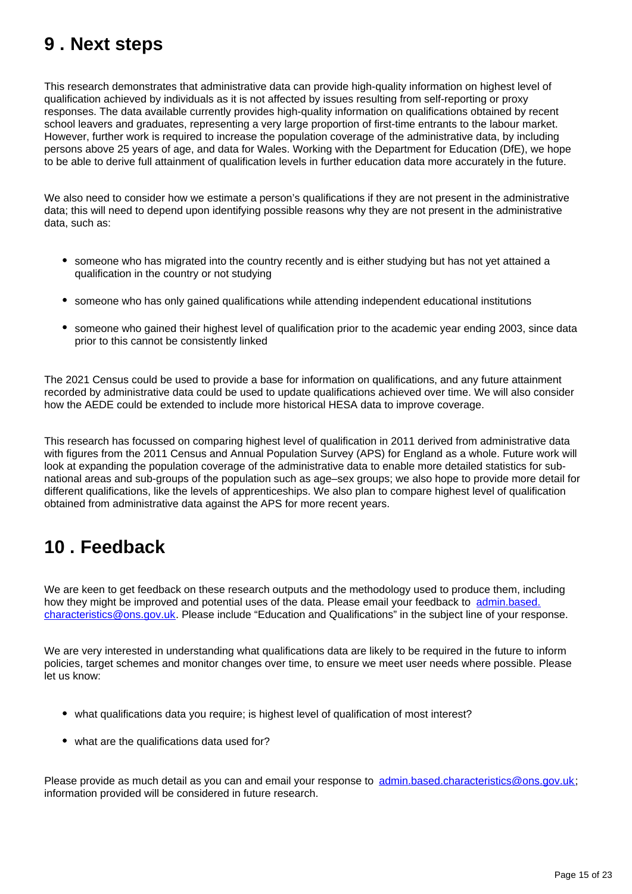## 9 . Next steps

This research demonstrates that administrative data can provide high-quality information on highest level of qualification achieved by individuals as it is not affected by issues resulting from self-reporting or proxy responses. The data available currently provides high-quality information on qualifications obtained by recent school leavers and graduates, representing a very large proportion of first-time entrants to the labour market. However, further work is required to increase the population coverage of the administrative data, by including persons above 25 years of age, and data for Wales. Working with the Department for Education (DfE), we hope to be able to derive full attainment of qualification levels in further education data more accurately in the future.

We also need to consider how we estimate a person's qualifications if they are not present in the administrative data; this will need to depend upon identifying possible reasons why they are not present in the administrative data, such as:

- someone who has migrated into the country recently and is either studying but has not yet attained a qualification in the country or not studying
- someone who has only gained qualifications while attending independent educational institutions
- someone who gained their highest level of qualification prior to the academic year ending 2003, since data prior to this cannot be consistently linked

The 2021 Census could be used to provide a base for information on qualifications, and any future attainment recorded by administrative data could be used to update qualifications achieved over time. We will also consider how the AEDE could be extended to include more historical HESA data to improve coverage.

This research has focussed on comparing highest level of qualification in 2011 derived from administrative data with figures from the 2011 Census and Annual Population Survey (APS) for England as a whole. Future work will look at expanding the population coverage of the administrative data to enable more detailed statistics for sub-national areas and sub-groups of the population such as age–sex groups; we also hope to provide more detail for different qualifications, like the levels of apprenticeships. We also plan to compare highest level of qualification obtained from administrative data against the APS for more recent years.

## 10 . Feedback

We are keen to get feedback on these research outputs and the methodology used to produce them, including how they might be improved and potential uses of the data. Please email your feedback to [admin.based.characteristics@ons.gov.uk](mailto:admin.based.characteristics@ons.gov.uk). Please include "Education and Qualifications" in the subject line of your response.

We are very interested in understanding what qualifications data are likely to be required in the future to inform policies, target schemes and monitor changes over time, to ensure we meet user needs where possible. Please let us know:

- what qualifications data you require; is highest level of qualification of most interest?
- what are the qualifications data used for?

Please provide as much detail as you can and email your response to [admin.based.characteristics@ons.gov.uk](mailto:admin.based.characteristics@ons.gov.uk); information provided will be considered in future research.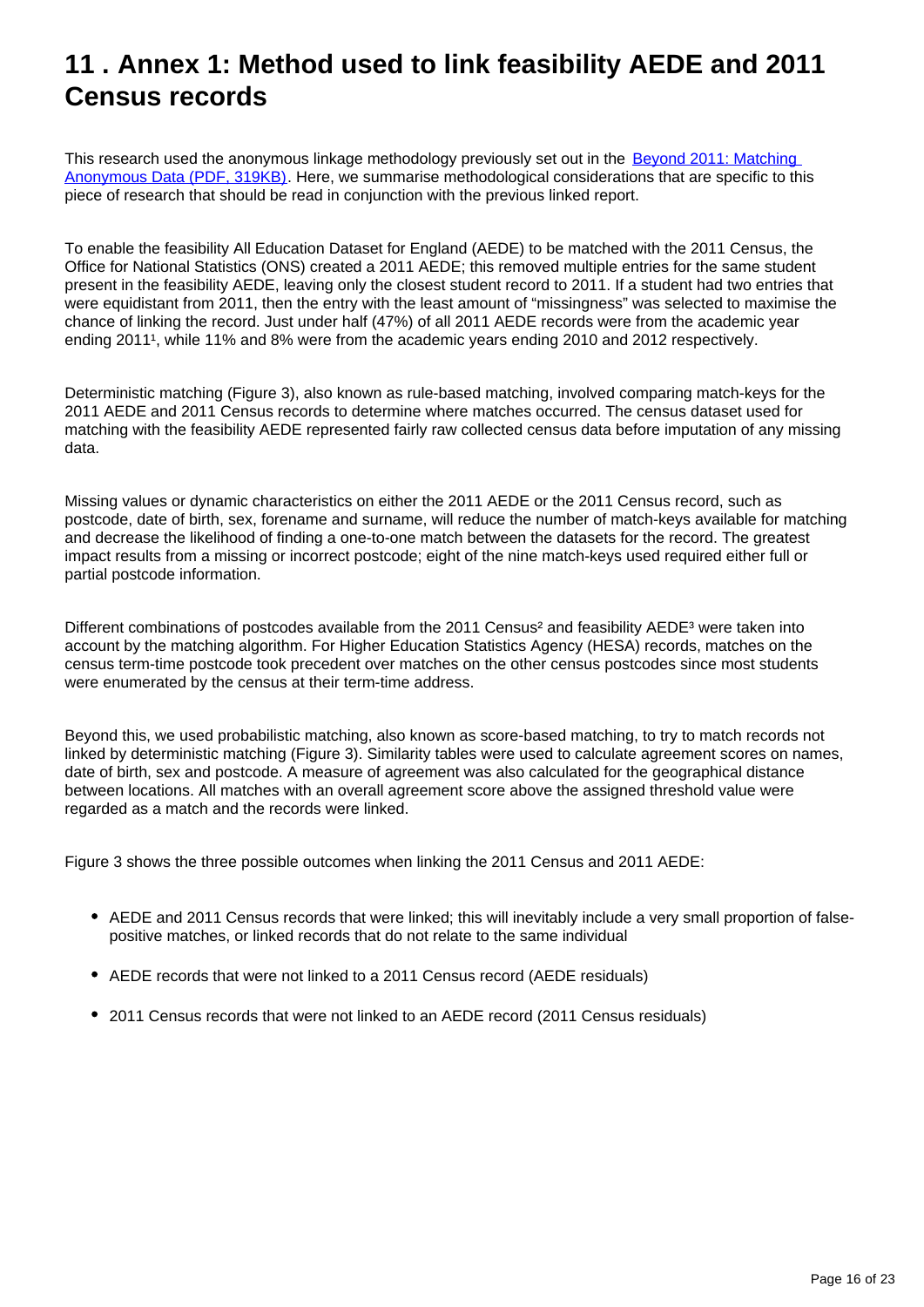# 11 . Annex 1: Method used to link feasibility AEDE and 2011 Census records

This research used the anonymous linkage methodology previously set out in the Beyond 2011: Matching Anonymous Data (PDF, 319KB). Here, we summarise methodological considerations that are specific to this piece of research that should be read in conjunction with the previous linked report.

To enable the feasibility All Education Dataset for England (AEDE) to be matched with the 2011 Census, the Office for National Statistics (ONS) created a 2011 AEDE; this removed multiple entries for the same student present in the feasibility AEDE, leaving only the closest student record to 2011. If a student had two entries that were equidistant from 2011, then the entry with the least amount of "missingness" was selected to maximise the chance of linking the record. Just under half (47%) of all 2011 AEDE records were from the academic year ending 2011[1], while 11% and 8% were from the academic years ending 2010 and 2012 respectively.

Deterministic matching (Figure 3), also known as rule-based matching, involved comparing match-keys for the 2011 AEDE and 2011 Census records to determine where matches occurred. The census dataset used for matching with the feasibility AEDE represented fairly raw collected census data before imputation of any missing data.

Missing values or dynamic characteristics on either the 2011 AEDE or the 2011 Census record, such as postcode, date of birth, sex, forename and surname, will reduce the number of match-keys available for matching and decrease the likelihood of finding a one-to-one match between the datasets for the record. The greatest impact results from a missing or incorrect postcode; eight of the nine match-keys used required either full or partial postcode information.

Different combinations of postcodes available from the 2011 Census[2] and feasibility AEDE[3] were taken into account by the matching algorithm. For Higher Education Statistics Agency (HESA) records, matches on the census term-time postcode took precedent over matches on the other census postcodes since most students were enumerated by the census at their term-time address.

Beyond this, we used probabilistic matching, also known as score-based matching, to try to match records not linked by deterministic matching (Figure 3). Similarity tables were used to calculate agreement scores on names, date of birth, sex and postcode. A measure of agreement was also calculated for the geographical distance between locations. All matches with an overall agreement score above the assigned threshold value were regarded as a match and the records were linked.

Figure 3 shows the three possible outcomes when linking the 2011 Census and 2011 AEDE:

- AEDE and 2011 Census records that were linked; this will inevitably include a very small proportion of false-positive matches, or linked records that do not relate to the same individual
- AEDE records that were not linked to a 2011 Census record (AEDE residuals)
- 2011 Census records that were not linked to an AEDE record (2011 Census residuals)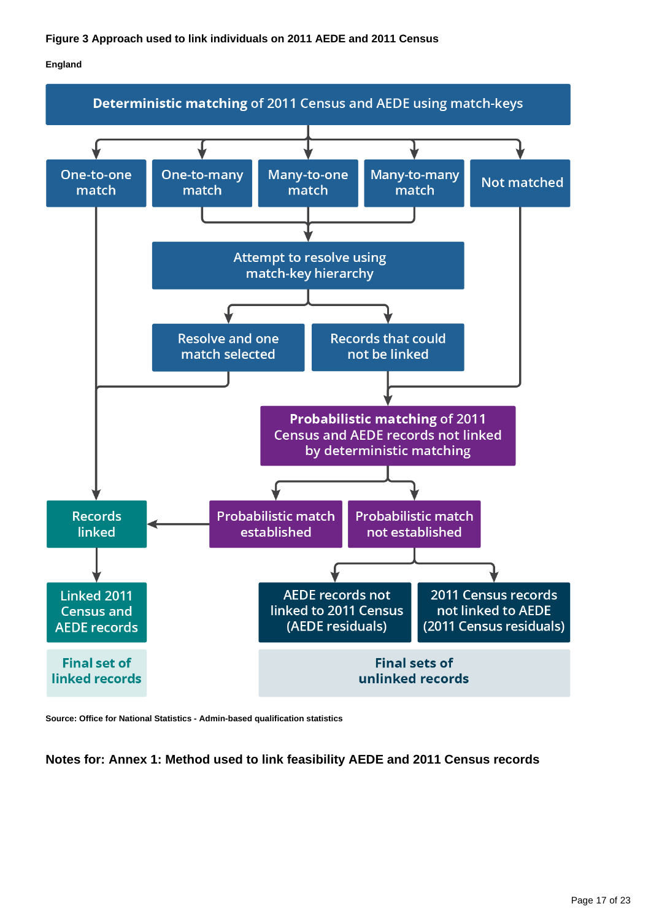**Figure 3 Approach used to link individuals on 2011 AEDE and 2011 Census**

**England**

**Deterministic matching** of 2011 Census and AEDE using match-keys

One-to-one match

One-to-many match

Many-to-one match

Many-to-many match

Not matched

Attempt to resolve using match-key hierarchy

Resolve and one match selected

Records that could not be linked

**Probabilistic matching** of 2011 Census and AEDE records not linked by deterministic matching

Records linked

Probabilistic match established

Probabilistic match not established

Linked 2011 Census and AEDE records

AEDE records not linked to 2011 Census (AEDE residuals)

2011 Census records not linked to AEDE (2011 Census residuals)

**Final set of linked records**

**Final sets of unlinked records**

**Source: Office for National Statistics - Admin-based qualification statistics**

## Notes for: Annex 1: Method used to link feasibility AEDE and 2011 Census records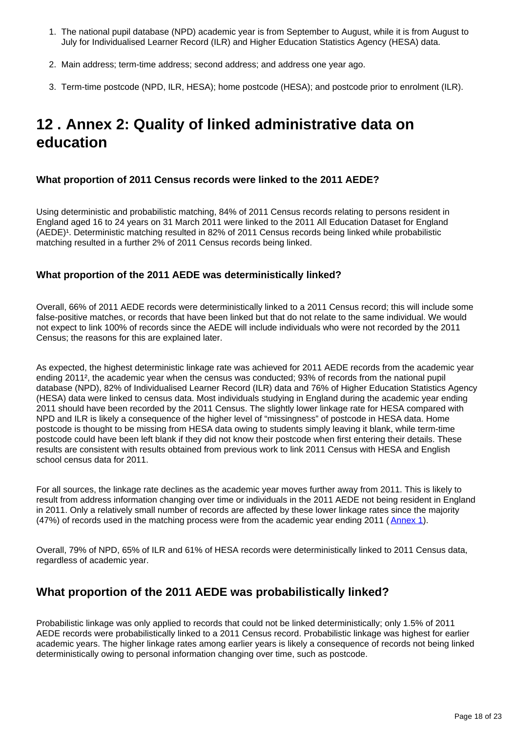1. The national pupil database (NPD) academic year is from September to August, while it is from August to July for Individualised Learner Record (ILR) and Higher Education Statistics Agency (HESA) data.

2. Main address; term-time address; second address; and address one year ago.

3. Term-time postcode (NPD, ILR, HESA); home postcode (HESA); and postcode prior to enrolment (ILR).

# 12 . Annex 2: Quality of linked administrative data on education

### What proportion of 2011 Census records were linked to the 2011 AEDE?

Using deterministic and probabilistic matching, 84% of 2011 Census records relating to persons resident in England aged 16 to 24 years on 31 March 2011 were linked to the 2011 All Education Dataset for England (AEDE)[1]. Deterministic matching resulted in 82% of 2011 Census records being linked while probabilistic matching resulted in a further 2% of 2011 Census records being linked.

### What proportion of the 2011 AEDE was deterministically linked?

Overall, 66% of 2011 AEDE records were deterministically linked to a 2011 Census record; this will include some false-positive matches, or records that have been linked but that do not relate to the same individual. We would not expect to link 100% of records since the AEDE will include individuals who were not recorded by the 2011 Census; the reasons for this are explained later.

As expected, the highest deterministic linkage rate was achieved for 2011 AEDE records from the academic year ending 2011[2], the academic year when the census was conducted; 93% of records from the national pupil database (NPD), 82% of Individualised Learner Record (ILR) data and 76% of Higher Education Statistics Agency (HESA) data were linked to census data. Most individuals studying in England during the academic year ending 2011 should have been recorded by the 2011 Census. The slightly lower linkage rate for HESA compared with NPD and ILR is likely a consequence of the higher level of "missingness" of postcode in HESA data. Home postcode is thought to be missing from HESA data owing to students simply leaving it blank, while term-time postcode could have been left blank if they did not know their postcode when first entering their details. These results are consistent with results obtained from previous work to link 2011 Census with HESA and English school census data for 2011.

For all sources, the linkage rate declines as the academic year moves further away from 2011. This is likely to result from address information changing over time or individuals in the 2011 AEDE not being resident in England in 2011. Only a relatively small number of records are affected by these lower linkage rates since the majority (47%) of records used in the matching process were from the academic year ending 2011 ( Annex 1).

Overall, 79% of NPD, 65% of ILR and 61% of HESA records were deterministically linked to 2011 Census data, regardless of academic year.

## What proportion of the 2011 AEDE was probabilistically linked?

Probabilistic linkage was only applied to records that could not be linked deterministically; only 1.5% of 2011 AEDE records were probabilistically linked to a 2011 Census record. Probabilistic linkage was highest for earlier academic years. The higher linkage rates among earlier years is likely a consequence of records not being linked deterministically owing to personal information changing over time, such as postcode.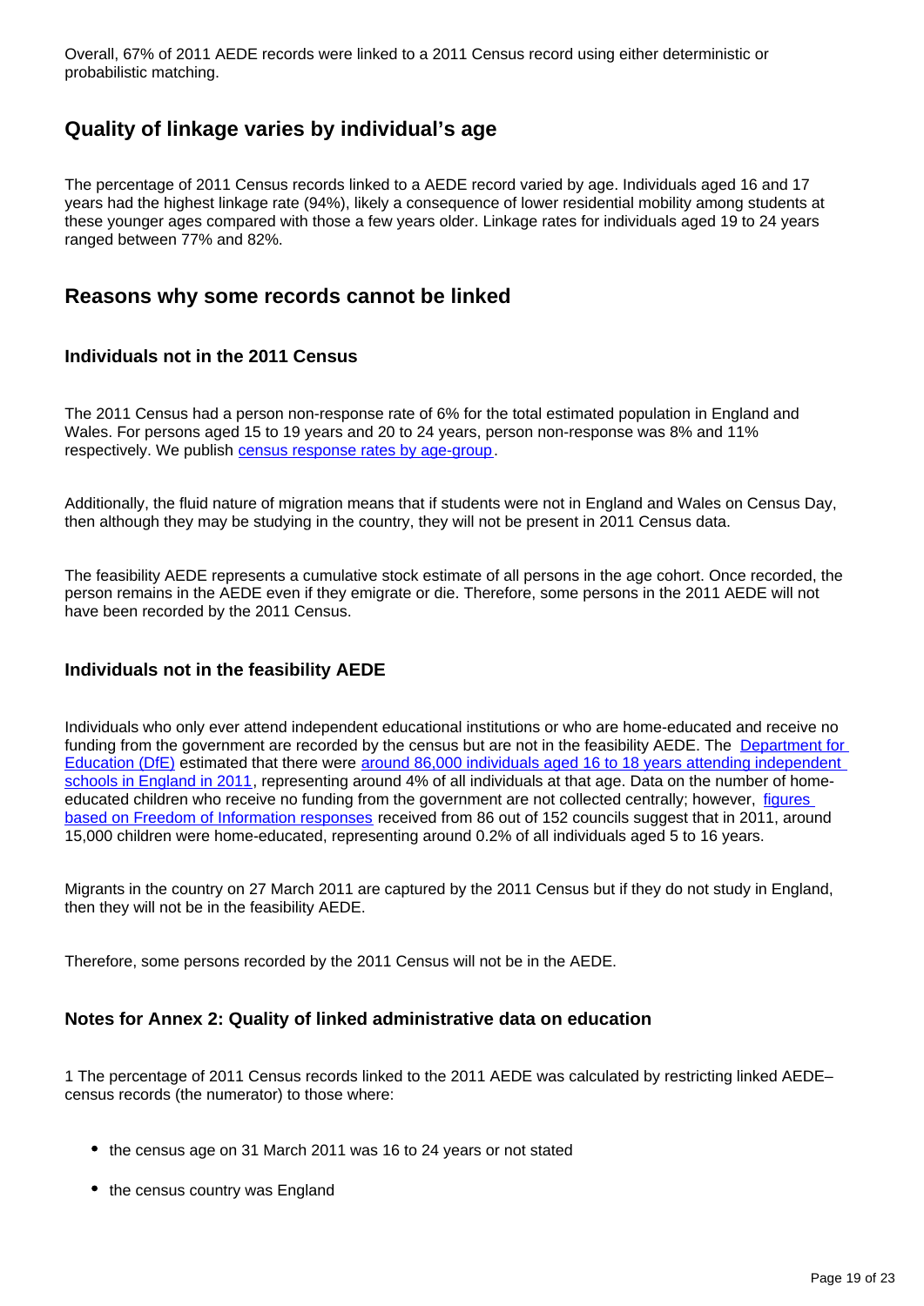Overall, 67% of 2011 AEDE records were linked to a 2011 Census record using either deterministic or probabilistic matching.

## Quality of linkage varies by individual's age

The percentage of 2011 Census records linked to a AEDE record varied by age. Individuals aged 16 and 17 years had the highest linkage rate (94%), likely a consequence of lower residential mobility among students at these younger ages compared with those a few years older. Linkage rates for individuals aged 19 to 24 years ranged between 77% and 82%.

## Reasons why some records cannot be linked

### Individuals not in the 2011 Census

The 2011 Census had a person non-response rate of 6% for the total estimated population in England and Wales. For persons aged 15 to 19 years and 20 to 24 years, person non-response was 8% and 11% respectively. We publish census response rates by age-group.

Additionally, the fluid nature of migration means that if students were not in England and Wales on Census Day, then although they may be studying in the country, they will not be present in 2011 Census data.

The feasibility AEDE represents a cumulative stock estimate of all persons in the age cohort. Once recorded, the person remains in the AEDE even if they emigrate or die. Therefore, some persons in the 2011 AEDE will not have been recorded by the 2011 Census.

### Individuals not in the feasibility AEDE

Individuals who only ever attend independent educational institutions or who are home-educated and receive no funding from the government are recorded by the census but are not in the feasibility AEDE. The Department for Education (DfE) estimated that there were around 86,000 individuals aged 16 to 18 years attending independent schools in England in 2011, representing around 4% of all individuals at that age. Data on the number of home-educated children who receive no funding from the government are not collected centrally; however, figures based on Freedom of Information responses received from 86 out of 152 councils suggest that in 2011, around 15,000 children were home-educated, representing around 0.2% of all individuals aged 5 to 16 years.

Migrants in the country on 27 March 2011 are captured by the 2011 Census but if they do not study in England, then they will not be in the feasibility AEDE.

Therefore, some persons recorded by the 2011 Census will not be in the AEDE.

### Notes for Annex 2: Quality of linked administrative data on education

1 The percentage of 2011 Census records linked to the 2011 AEDE was calculated by restricting linked AEDE–census records (the numerator) to those where:

- the census age on 31 March 2011 was 16 to 24 years or not stated
- the census country was England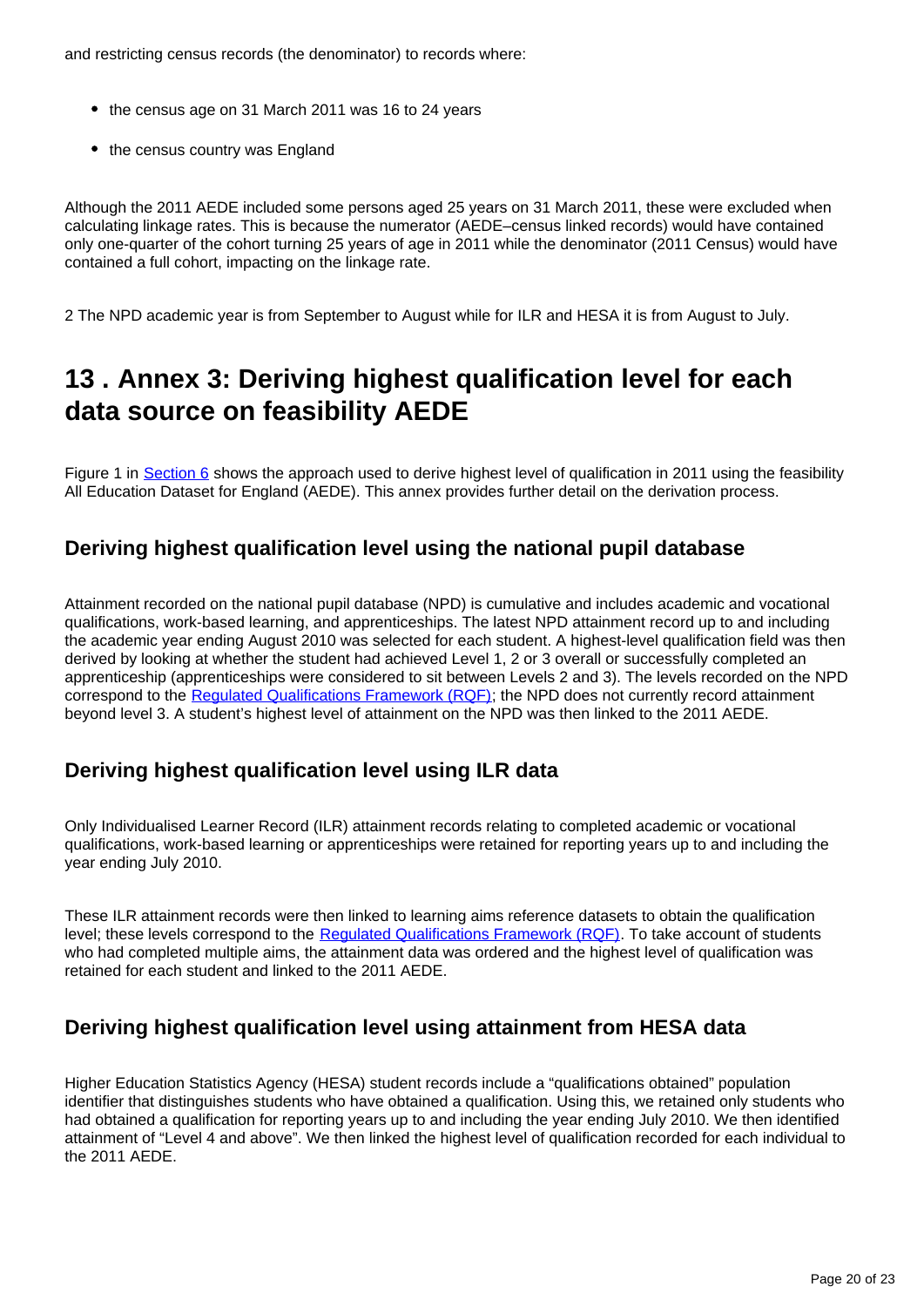and restricting census records (the denominator) to records where:

- the census age on 31 March 2011 was 16 to 24 years
- the census country was England

Although the 2011 AEDE included some persons aged 25 years on 31 March 2011, these were excluded when calculating linkage rates. This is because the numerator (AEDE–census linked records) would have contained only one-quarter of the cohort turning 25 years of age in 2011 while the denominator (2011 Census) would have contained a full cohort, impacting on the linkage rate.

2 The NPD academic year is from September to August while for ILR and HESA it is from August to July.

## 13 . Annex 3: Deriving highest qualification level for each data source on feasibility AEDE

Figure 1 in Section 6 shows the approach used to derive highest level of qualification in 2011 using the feasibility All Education Dataset for England (AEDE). This annex provides further detail on the derivation process.

### Deriving highest qualification level using the national pupil database

Attainment recorded on the national pupil database (NPD) is cumulative and includes academic and vocational qualifications, work-based learning, and apprenticeships. The latest NPD attainment record up to and including the academic year ending August 2010 was selected for each student. A highest-level qualification field was then derived by looking at whether the student had achieved Level 1, 2 or 3 overall or successfully completed an apprenticeship (apprenticeships were considered to sit between Levels 2 and 3). The levels recorded on the NPD correspond to the Regulated Qualifications Framework (RQF); the NPD does not currently record attainment beyond level 3. A student's highest level of attainment on the NPD was then linked to the 2011 AEDE.

### Deriving highest qualification level using ILR data

Only Individualised Learner Record (ILR) attainment records relating to completed academic or vocational qualifications, work-based learning or apprenticeships were retained for reporting years up to and including the year ending July 2010.

These ILR attainment records were then linked to learning aims reference datasets to obtain the qualification level; these levels correspond to the Regulated Qualifications Framework (RQF). To take account of students who had completed multiple aims, the attainment data was ordered and the highest level of qualification was retained for each student and linked to the 2011 AEDE.

### Deriving highest qualification level using attainment from HESA data

Higher Education Statistics Agency (HESA) student records include a "qualifications obtained" population identifier that distinguishes students who have obtained a qualification. Using this, we retained only students who had obtained a qualification for reporting years up to and including the year ending July 2010. We then identified attainment of "Level 4 and above". We then linked the highest level of qualification recorded for each individual to the 2011 AEDE.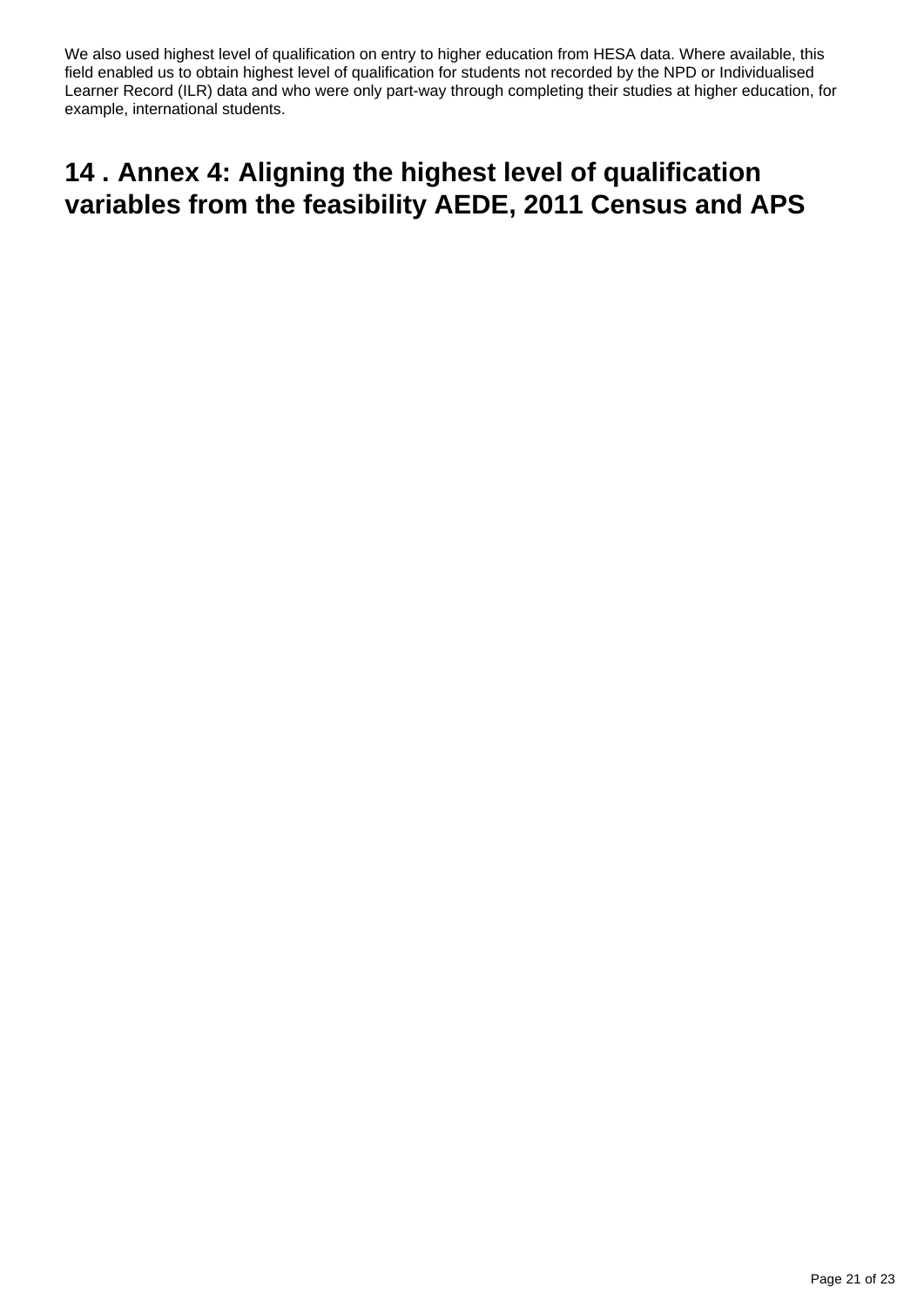We also used highest level of qualification on entry to higher education from HESA data. Where available, this field enabled us to obtain highest level of qualification for students not recorded by the NPD or Individualised Learner Record (ILR) data and who were only part-way through completing their studies at higher education, for example, international students.

## 14 . Annex 4: Aligning the highest level of qualification variables from the feasibility AEDE, 2011 Census and APS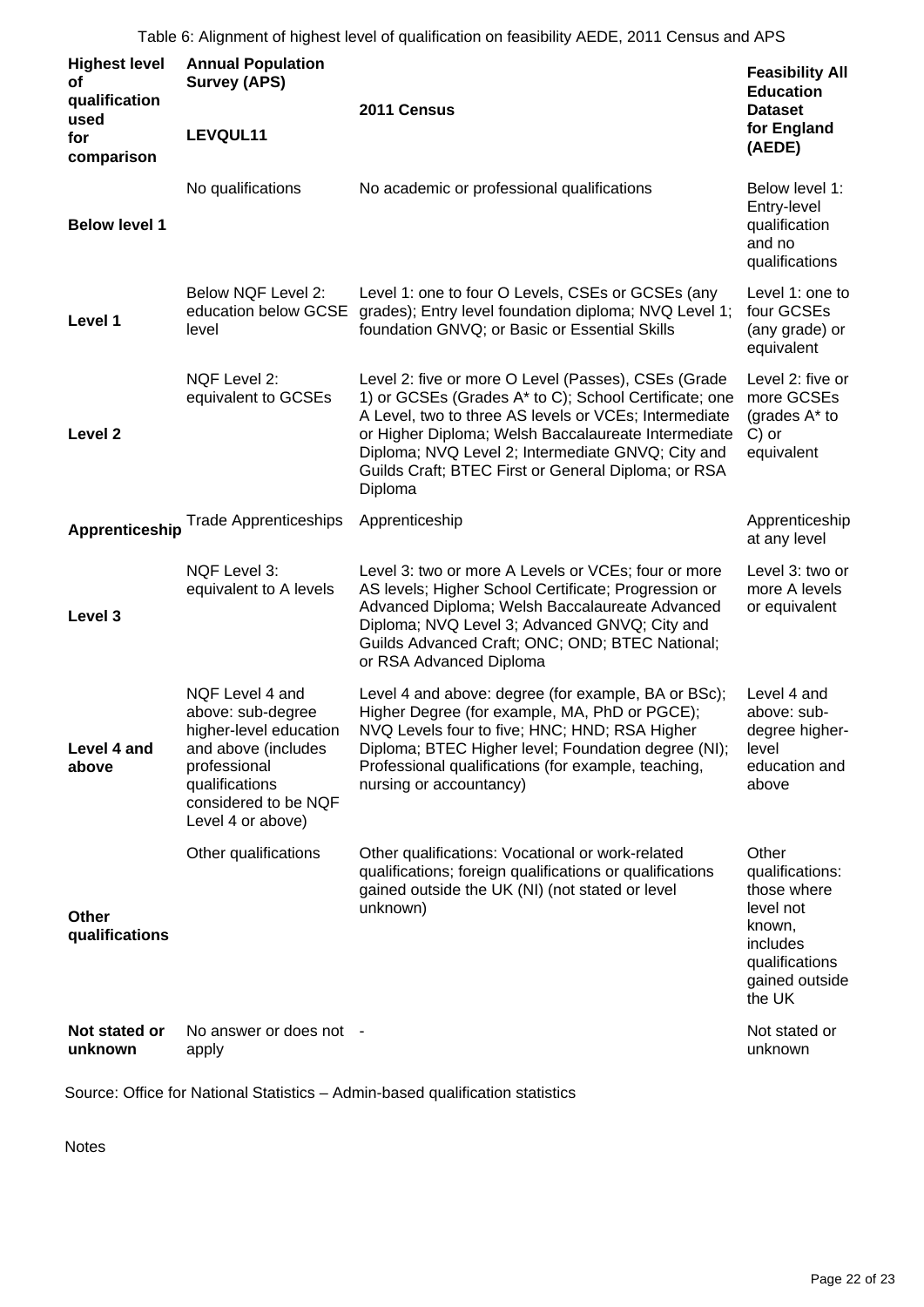Table 6: Alignment of highest level of qualification on feasibility AEDE, 2011 Census and APS

| Highest level of qualification used for comparison | Annual Population Survey (APS) LEVQUL11 | 2011 Census | Feasibility All Education Dataset for England (AEDE) |
|---|---|---|---|
| **Below level 1** | No qualifications | No academic or professional qualifications | Below level 1: Entry-level qualification and no qualifications |
| **Level 1** | Below NQF Level 2: education below GCSE level | Level 1: one to four O Levels, CSEs or GCSEs (any grades); Entry level foundation diploma; NVQ Level 1; foundation GNVQ; or Basic or Essential Skills | Level 1: one to four GCSEs (any grade) or equivalent |
| **Level 2** | NQF Level 2: equivalent to GCSEs | Level 2: five or more O Level (Passes), CSEs (Grade 1) or GCSEs (Grades A* to C); School Certificate; one A Level, two to three AS levels or VCEs; Intermediate or Higher Diploma; Welsh Baccalaureate Intermediate Diploma; NVQ Level 2; Intermediate GNVQ; City and Guilds Craft; BTEC First or General Diploma; or RSA Diploma | Level 2: five or more GCSEs (grades A* to C) or equivalent |
| **Apprenticeship** | Trade Apprenticeships | Apprenticeship | Apprenticeship at any level |
| **Level 3** | NQF Level 3: equivalent to A levels | Level 3: two or more A Levels or VCEs; four or more AS levels; Higher School Certificate; Progression or Advanced Diploma; Welsh Baccalaureate Advanced Diploma; NVQ Level 3; Advanced GNVQ; City and Guilds Advanced Craft; ONC; OND; BTEC National; or RSA Advanced Diploma | Level 3: two or more A levels or equivalent |
| **Level 4 and above** | NQF Level 4 and above: sub-degree higher-level education and above (includes professional qualifications considered to be NQF Level 4 or above) | Level 4 and above: degree (for example, BA or BSc); Higher Degree (for example, MA, PhD or PGCE); NVQ Levels four to five; HNC; HND; RSA Higher Diploma; BTEC Higher level; Foundation degree (NI); Professional qualifications (for example, teaching, nursing or accountancy) | Level 4 and above: sub-degree higher-level education and above |
| **Other qualifications** | Other qualifications | Other qualifications: Vocational or work-related qualifications; foreign qualifications or qualifications gained outside the UK (NI) (not stated or level unknown) | Other qualifications: those where level not known, includes qualifications gained outside the UK |
| **Not stated or unknown** | No answer or does not apply | - | Not stated or unknown |

Source: Office for National Statistics – Admin-based qualification statistics

Notes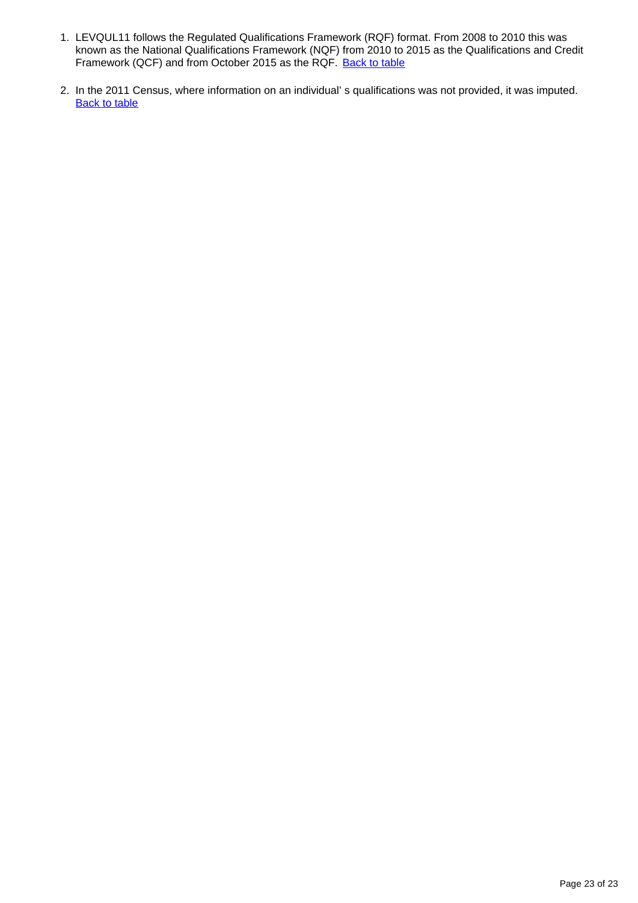1. LEVQUL11 follows the Regulated Qualifications Framework (RQF) format. From 2008 to 2010 this was known as the National Qualifications Framework (NQF) from 2010 to 2015 as the Qualifications and Credit Framework (QCF) and from October 2015 as the RQF. Back to table

2. In the 2011 Census, where information on an individual' s qualifications was not provided, it was imputed. Back to table